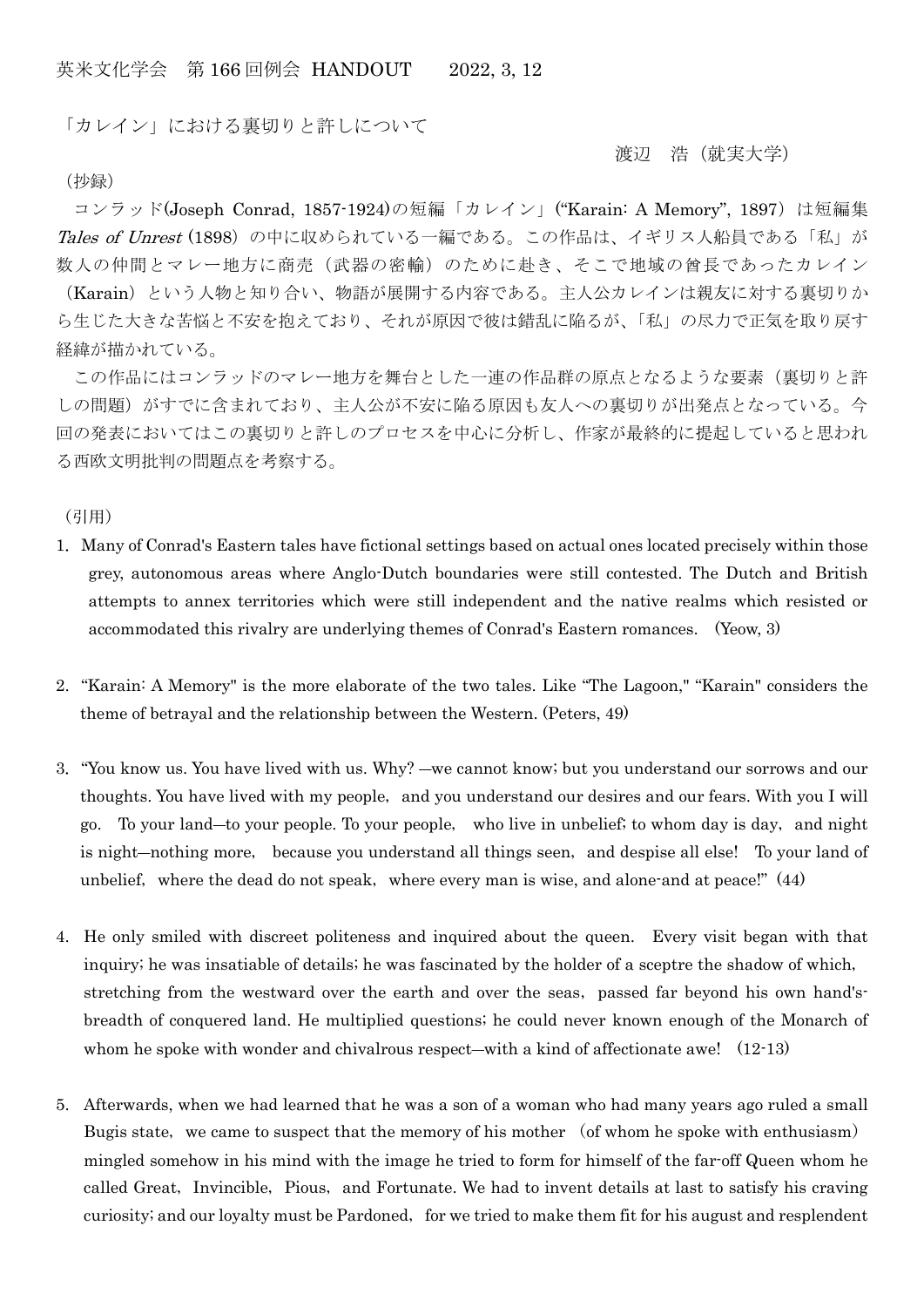英米文化学会　第 166 回例会 HANDOUT　　2022, 3, 12

「カレイン」における裏切りと許しについて

渡辺　浩（就実大学）

（抄録）

コンラッド(Joseph Conrad, 1857-1924)の短編「カレイン」(“Karain: A Memory”, 1897) は短編集 *Tales of Unrest* (1898) の中に収められている一編である。この作品は、イギリス人船員である「私」が数人の仲間とマレー地方に商売（武器の密輸）のために赴き、そこで地域の酋長であったカレイン（Karain）という人物と知り合い、物語が展開する内容である。主人公カレインは親友に対する裏切りから生じた大きな苦悩と不安を抱えており、それが原因で彼は錯乱に陥るが、「私」の尽力で正気を取り戻す経緯が描かれている。

この作品にはコンラッドのマレー地方を舞台とした一連の作品群の原点となるような要素（裏切りと許しの問題）がすでに含まれており、主人公が不安に陥る原因も友人への裏切りが出発点となっている。今回の発表においてはこの裏切りと許しのプロセスを中心に分析し、作家が最終的に提起していると思われる西欧文明批判の問題点を考察する。

（引用）

1. Many of Conrad's Eastern tales have fictional settings based on actual ones located precisely within those grey, autonomous areas where Anglo-Dutch boundaries were still contested. The Dutch and British attempts to annex territories which were still independent and the native realms which resisted or accommodated this rivalry are underlying themes of Conrad's Eastern romances. (Yeow, 3)

2. “Karain: A Memory" is the more elaborate of the two tales. Like “The Lagoon," "Karain" considers the theme of betrayal and the relationship between the Western. (Peters, 49)

3. “You know us. You have lived with us. Why? —we cannot know; but you understand our sorrows and our thoughts. You have lived with my people, and you understand our desires and our fears. With you I will go. To your land—to your people. To your people, who live in unbelief; to whom day is day, and night is night—nothing more, because you understand all things seen, and despise all else! To your land of unbelief, where the dead do not speak, where every man is wise, and alone-and at peace!" (44)

4. He only smiled with discreet politeness and inquired about the queen. Every visit began with that inquiry; he was insatiable of details; he was fascinated by the holder of a sceptre the shadow of which, stretching from the westward over the earth and over the seas, passed far beyond his own hand's-breadth of conquered land. He multiplied questions; he could never known enough of the Monarch of whom he spoke with wonder and chivalrous respect—with a kind of affectionate awe! (12-13)

5. Afterwards, when we had learned that he was a son of a woman who had many years ago ruled a small Bugis state, we came to suspect that the memory of his mother (of whom he spoke with enthusiasm) mingled somehow in his mind with the image he tried to form for himself of the far-off Queen whom he called Great, Invincible, Pious, and Fortunate. We had to invent details at last to satisfy his craving curiosity; and our loyalty must be Pardoned, for we tried to make them fit for his august and resplendent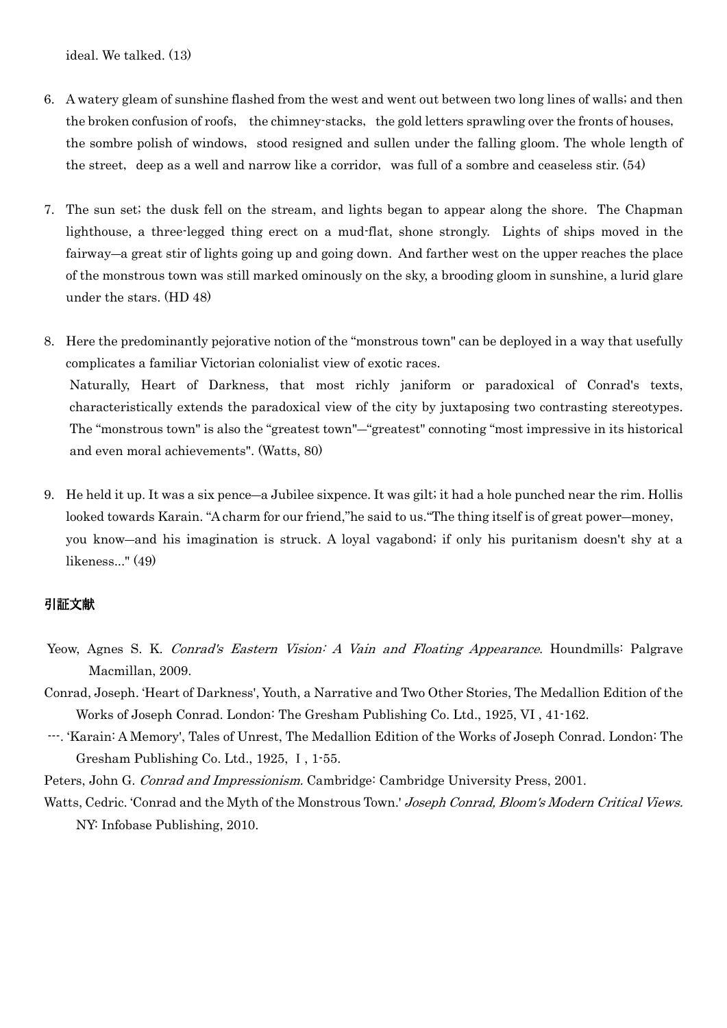ideal. We talked. (13)

6. A watery gleam of sunshine flashed from the west and went out between two long lines of walls; and then the broken confusion of roofs, the chimney-stacks, the gold letters sprawling over the fronts of houses, the sombre polish of windows, stood resigned and sullen under the falling gloom. The whole length of the street, deep as a well and narrow like a corridor, was full of a sombre and ceaseless stir. (54)

7. The sun set; the dusk fell on the stream, and lights began to appear along the shore. The Chapman lighthouse, a three-legged thing erect on a mud-flat, shone strongly. Lights of ships moved in the fairway—a great stir of lights going up and going down. And farther west on the upper reaches the place of the monstrous town was still marked ominously on the sky, a brooding gloom in sunshine, a lurid glare under the stars. (HD 48)

8. Here the predominantly pejorative notion of the "monstrous town" can be deployed in a way that usefully complicates a familiar Victorian colonialist view of exotic races.
   Naturally, Heart of Darkness, that most richly janiform or paradoxical of Conrad's texts, characteristically extends the paradoxical view of the city by juxtaposing two contrasting stereotypes. The "monstrous town" is also the "greatest town"—"greatest" connoting "most impressive in its historical and even moral achievements". (Watts, 80)

9. He held it up. It was a six pence—a Jubilee sixpence. It was gilt; it had a hole punched near the rim. Hollis looked towards Karain. "A charm for our friend,"he said to us."The thing itself is of great power—money, you know—and his imagination is struck. A loyal vagabond; if only his puritanism doesn't shy at a likeness..." (49)

## 引証文献

Yeow, Agnes S. K. *Conrad's Eastern Vision: A Vain and Floating Appearance*. Houndmills: Palgrave Macmillan, 2009.

Conrad, Joseph. 'Heart of Darkness', Youth, a Narrative and Two Other Stories, The Medallion Edition of the Works of Joseph Conrad. London: The Gresham Publishing Co. Ltd., 1925, VI , 41-162.

---. 'Karain: A Memory', Tales of Unrest, The Medallion Edition of the Works of Joseph Conrad. London: The Gresham Publishing Co. Ltd., 1925, I , 1-55.

Peters, John G. *Conrad and Impressionism.* Cambridge: Cambridge University Press, 2001.

Watts, Cedric. 'Conrad and the Myth of the Monstrous Town.' *Joseph Conrad, Bloom's Modern Critical Views.* NY: Infobase Publishing, 2010.